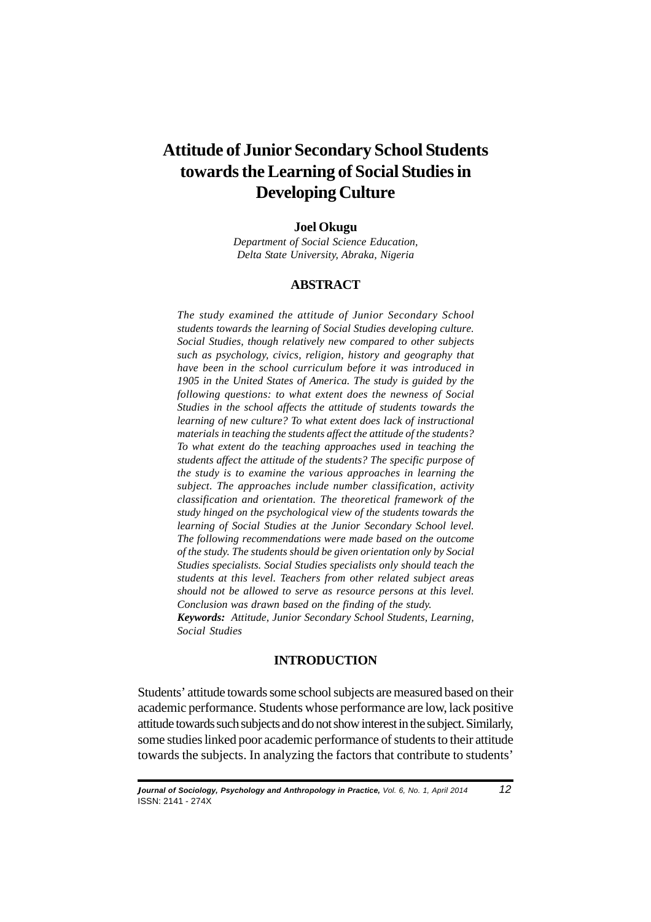# Attitude of Junior Secondary School Students towards the Learning of Social Studies in Developing Culture

**Joel Okugu**

*Department of Social Science Education,*
*Delta State University, Abraka, Nigeria*

## ABSTRACT

*The study examined the attitude of Junior Secondary School students towards the learning of Social Studies developing culture. Social Studies, though relatively new compared to other subjects such as psychology, civics, religion, history and geography that have been in the school curriculum before it was introduced in 1905 in the United States of America. The study is guided by the following questions: to what extent does the newness of Social Studies in the school affects the attitude of students towards the learning of new culture? To what extent does lack of instructional materials in teaching the students affect the attitude of the students? To what extent do the teaching approaches used in teaching the students affect the attitude of the students? The specific purpose of the study is to examine the various approaches in learning the subject. The approaches include number classification, activity classification and orientation. The theoretical framework of the study hinged on the psychological view of the students towards the learning of Social Studies at the Junior Secondary School level. The following recommendations were made based on the outcome of the study. The students should be given orientation only by Social Studies specialists. Social Studies specialists only should teach the students at this level. Teachers from other related subject areas should not be allowed to serve as resource persons at this level. Conclusion was drawn based on the finding of the study.*

***Keywords:*** *Attitude, Junior Secondary School Students, Learning, Social Studies*

## INTRODUCTION

Students' attitude towards some school subjects are measured based on their academic performance. Students whose performance are low, lack positive attitude towards such subjects and do not show interest in the subject. Similarly, some studies linked poor academic performance of students to their attitude towards the subjects. In analyzing the factors that contribute to students'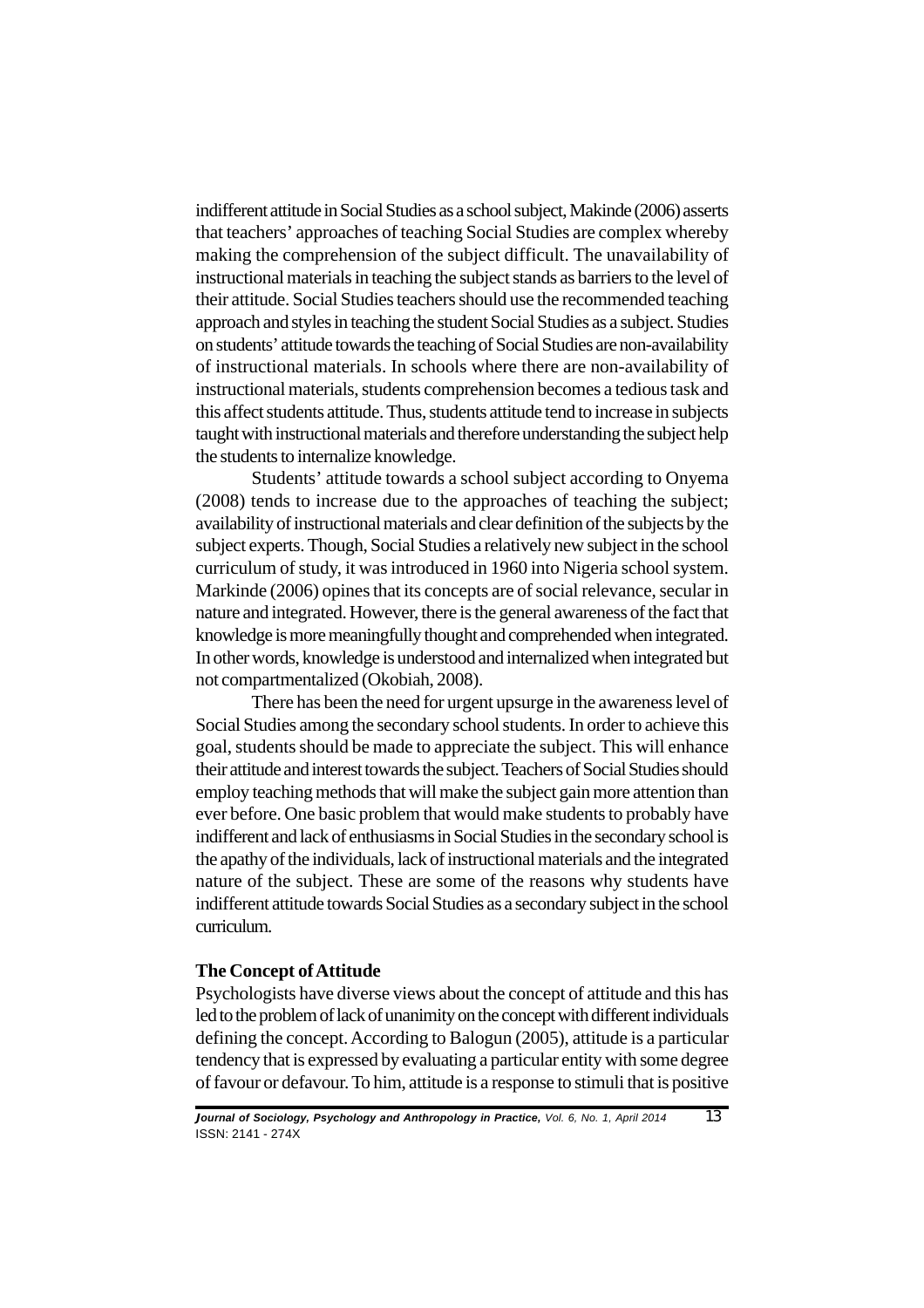indifferent attitude in Social Studies as a school subject, Makinde (2006) asserts that teachers' approaches of teaching Social Studies are complex whereby making the comprehension of the subject difficult. The unavailability of instructional materials in teaching the subject stands as barriers to the level of their attitude. Social Studies teachers should use the recommended teaching approach and styles in teaching the student Social Studies as a subject. Studies on students' attitude towards the teaching of Social Studies are non-availability of instructional materials. In schools where there are non-availability of instructional materials, students comprehension becomes a tedious task and this affect students attitude. Thus, students attitude tend to increase in subjects taught with instructional materials and therefore understanding the subject help the students to internalize knowledge.

Students' attitude towards a school subject according to Onyema (2008) tends to increase due to the approaches of teaching the subject; availability of instructional materials and clear definition of the subjects by the subject experts. Though, Social Studies a relatively new subject in the school curriculum of study, it was introduced in 1960 into Nigeria school system. Markinde (2006) opines that its concepts are of social relevance, secular in nature and integrated. However, there is the general awareness of the fact that knowledge is more meaningfully thought and comprehended when integrated. In other words, knowledge is understood and internalized when integrated but not compartmentalized (Okobiah, 2008).

There has been the need for urgent upsurge in the awareness level of Social Studies among the secondary school students. In order to achieve this goal, students should be made to appreciate the subject. This will enhance their attitude and interest towards the subject. Teachers of Social Studies should employ teaching methods that will make the subject gain more attention than ever before. One basic problem that would make students to probably have indifferent and lack of enthusiasms in Social Studies in the secondary school is the apathy of the individuals, lack of instructional materials and the integrated nature of the subject. These are some of the reasons why students have indifferent attitude towards Social Studies as a secondary subject in the school curriculum.

**The Concept of Attitude**

Psychologists have diverse views about the concept of attitude and this has led to the problem of lack of unanimity on the concept with different individuals defining the concept. According to Balogun (2005), attitude is a particular tendency that is expressed by evaluating a particular entity with some degree of favour or defavour. To him, attitude is a response to stimuli that is positive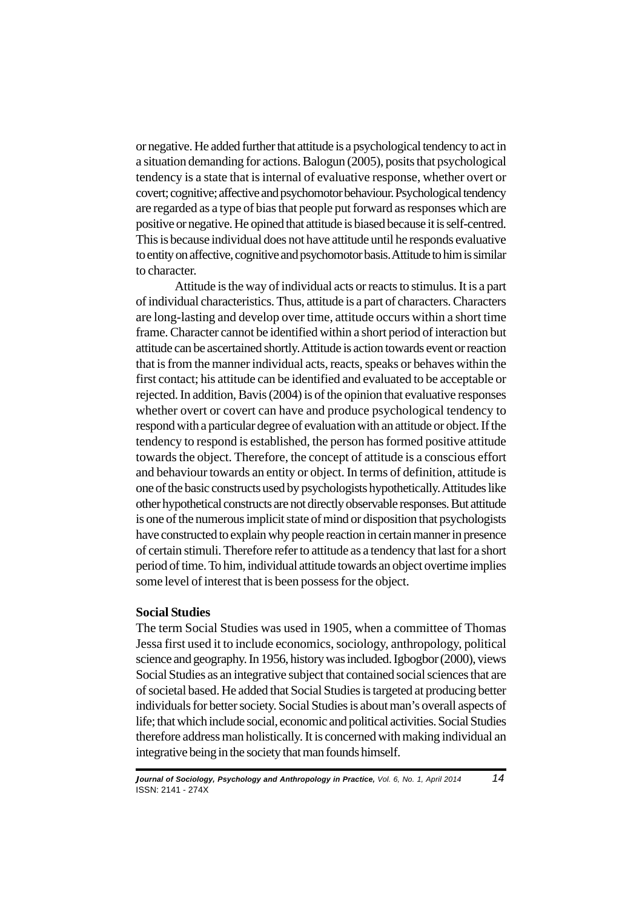or negative. He added further that attitude is a psychological tendency to act in a situation demanding for actions. Balogun (2005), posits that psychological tendency is a state that is internal of evaluative response, whether overt or covert; cognitive; affective and psychomotor behaviour. Psychological tendency are regarded as a type of bias that people put forward as responses which are positive or negative. He opined that attitude is biased because it is self-centred. This is because individual does not have attitude until he responds evaluative to entity on affective, cognitive and psychomotor basis. Attitude to him is similar to character.

Attitude is the way of individual acts or reacts to stimulus. It is a part of individual characteristics. Thus, attitude is a part of characters. Characters are long-lasting and develop over time, attitude occurs within a short time frame. Character cannot be identified within a short period of interaction but attitude can be ascertained shortly. Attitude is action towards event or reaction that is from the manner individual acts, reacts, speaks or behaves within the first contact; his attitude can be identified and evaluated to be acceptable or rejected. In addition, Bavis (2004) is of the opinion that evaluative responses whether overt or covert can have and produce psychological tendency to respond with a particular degree of evaluation with an attitude or object. If the tendency to respond is established, the person has formed positive attitude towards the object. Therefore, the concept of attitude is a conscious effort and behaviour towards an entity or object. In terms of definition, attitude is one of the basic constructs used by psychologists hypothetically. Attitudes like other hypothetical constructs are not directly observable responses. But attitude is one of the numerous implicit state of mind or disposition that psychologists have constructed to explain why people reaction in certain manner in presence of certain stimuli. Therefore refer to attitude as a tendency that last for a short period of time. To him, individual attitude towards an object overtime implies some level of interest that is been possess for the object.

**Social Studies**

The term Social Studies was used in 1905, when a committee of Thomas Jessa first used it to include economics, sociology, anthropology, political science and geography. In 1956, history was included. Igbogbor (2000), views Social Studies as an integrative subject that contained social sciences that are of societal based. He added that Social Studies is targeted at producing better individuals for better society. Social Studies is about man's overall aspects of life; that which include social, economic and political activities. Social Studies therefore address man holistically. It is concerned with making individual an integrative being in the society that man founds himself.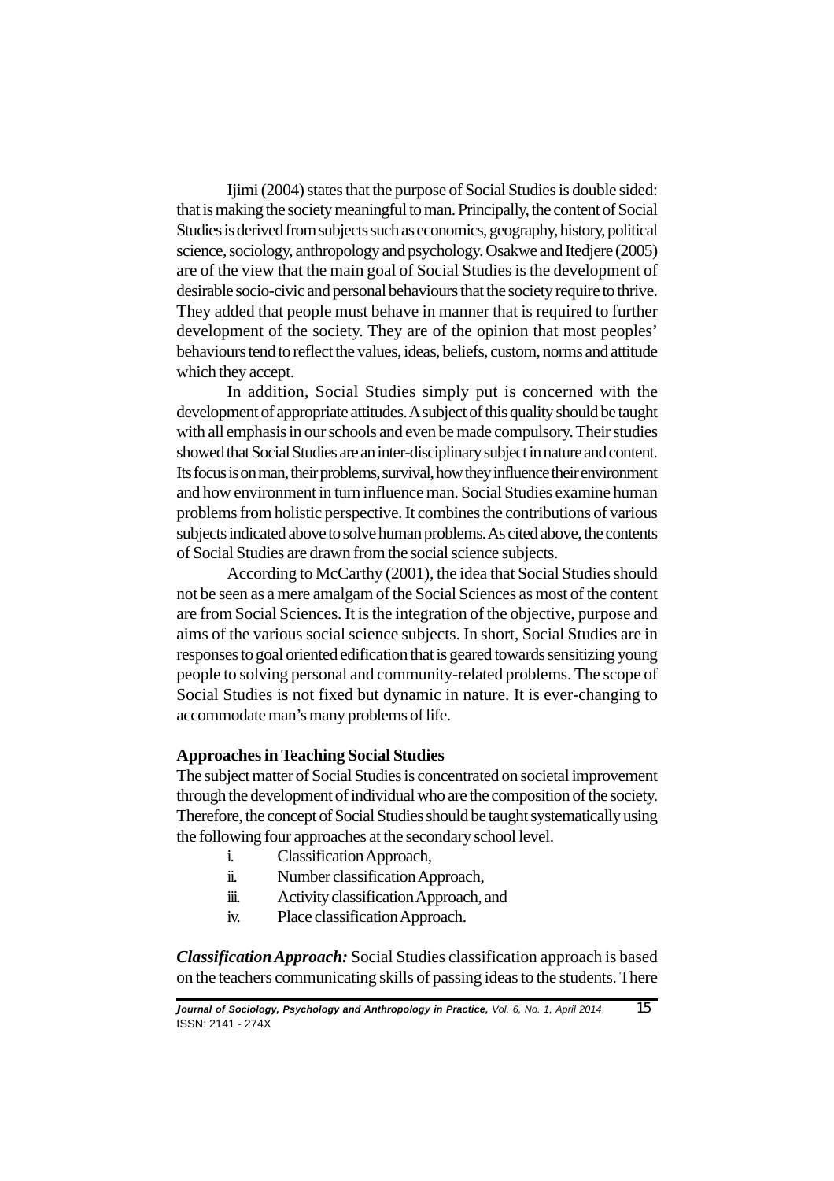Ijimi (2004) states that the purpose of Social Studies is double sided: that is making the society meaningful to man. Principally, the content of Social Studies is derived from subjects such as economics, geography, history, political science, sociology, anthropology and psychology. Osakwe and Itedjere (2005) are of the view that the main goal of Social Studies is the development of desirable socio-civic and personal behaviours that the society require to thrive. They added that people must behave in manner that is required to further development of the society. They are of the opinion that most peoples' behaviours tend to reflect the values, ideas, beliefs, custom, norms and attitude which they accept.

In addition, Social Studies simply put is concerned with the development of appropriate attitudes. A subject of this quality should be taught with all emphasis in our schools and even be made compulsory. Their studies showed that Social Studies are an inter-disciplinary subject in nature and content. Its focus is on man, their problems, survival, how they influence their environment and how environment in turn influence man. Social Studies examine human problems from holistic perspective. It combines the contributions of various subjects indicated above to solve human problems. As cited above, the contents of Social Studies are drawn from the social science subjects.

According to McCarthy (2001), the idea that Social Studies should not be seen as a mere amalgam of the Social Sciences as most of the content are from Social Sciences. It is the integration of the objective, purpose and aims of the various social science subjects. In short, Social Studies are in responses to goal oriented edification that is geared towards sensitizing young people to solving personal and community-related problems. The scope of Social Studies is not fixed but dynamic in nature. It is ever-changing to accommodate man's many problems of life.

## Approaches in Teaching Social Studies

The subject matter of Social Studies is concentrated on societal improvement through the development of individual who are the composition of the society. Therefore, the concept of Social Studies should be taught systematically using the following four approaches at the secondary school level.

i. Classification Approach,
ii. Number classification Approach,
iii. Activity classification Approach, and
iv. Place classification Approach.

***Classification Approach:*** Social Studies classification approach is based on the teachers communicating skills of passing ideas to the students. There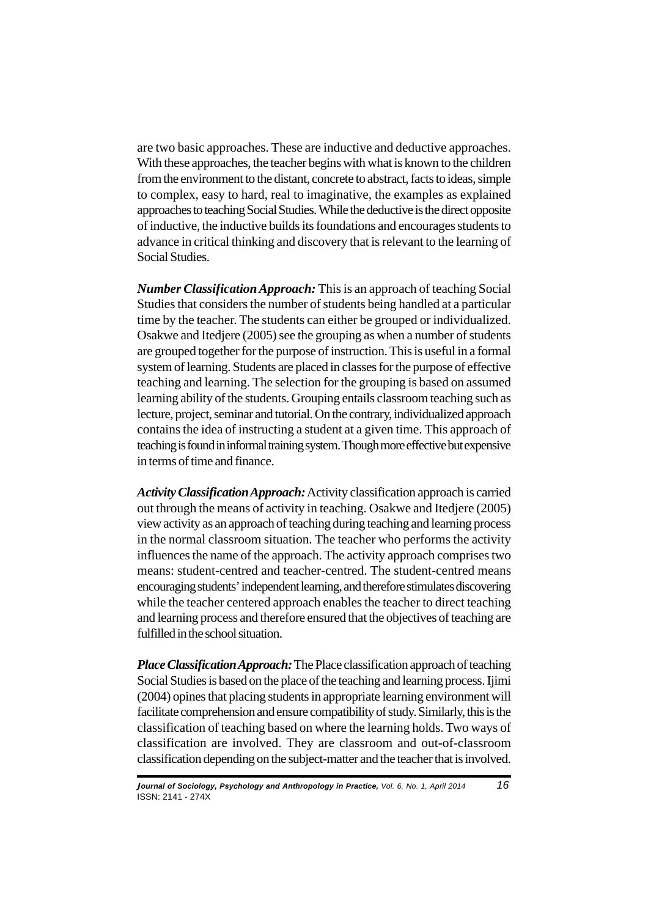are two basic approaches. These are inductive and deductive approaches. With these approaches, the teacher begins with what is known to the children from the environment to the distant, concrete to abstract, facts to ideas, simple to complex, easy to hard, real to imaginative, the examples as explained approaches to teaching Social Studies. While the deductive is the direct opposite of inductive, the inductive builds its foundations and encourages students to advance in critical thinking and discovery that is relevant to the learning of Social Studies.

***Number Classification Approach:*** This is an approach of teaching Social Studies that considers the number of students being handled at a particular time by the teacher. The students can either be grouped or individualized. Osakwe and Itedjere (2005) see the grouping as when a number of students are grouped together for the purpose of instruction. This is useful in a formal system of learning. Students are placed in classes for the purpose of effective teaching and learning. The selection for the grouping is based on assumed learning ability of the students. Grouping entails classroom teaching such as lecture, project, seminar and tutorial. On the contrary, individualized approach contains the idea of instructing a student at a given time. This approach of teaching is found in informal training system. Though more effective but expensive in terms of time and finance.

***Activity Classification Approach:*** Activity classification approach is carried out through the means of activity in teaching. Osakwe and Itedjere (2005) view activity as an approach of teaching during teaching and learning process in the normal classroom situation. The teacher who performs the activity influences the name of the approach. The activity approach comprises two means: student-centred and teacher-centred. The student-centred means encouraging students' independent learning, and therefore stimulates discovering while the teacher centered approach enables the teacher to direct teaching and learning process and therefore ensured that the objectives of teaching are fulfilled in the school situation.

***Place Classification Approach:*** The Place classification approach of teaching Social Studies is based on the place of the teaching and learning process. Ijimi (2004) opines that placing students in appropriate learning environment will facilitate comprehension and ensure compatibility of study. Similarly, this is the classification of teaching based on where the learning holds. Two ways of classification are involved. They are classroom and out-of-classroom classification depending on the subject-matter and the teacher that is involved.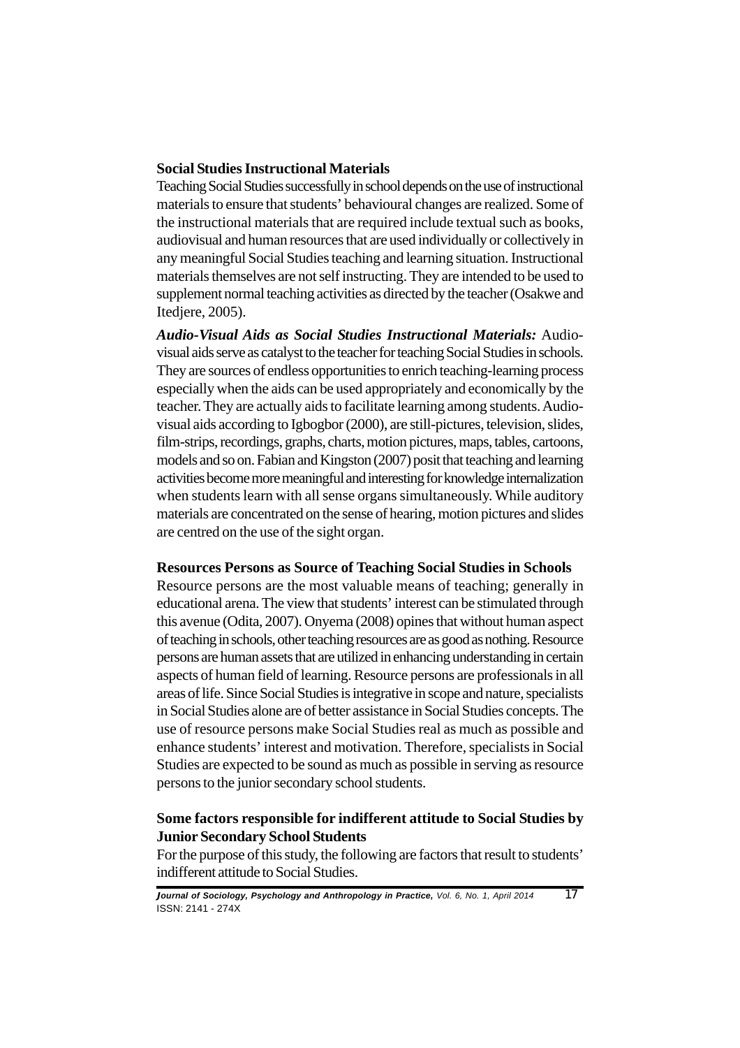## Social Studies Instructional Materials

Teaching Social Studies successfully in school depends on the use of instructional materials to ensure that students' behavioural changes are realized. Some of the instructional materials that are required include textual such as books, audiovisual and human resources that are used individually or collectively in any meaningful Social Studies teaching and learning situation. Instructional materials themselves are not self instructing. They are intended to be used to supplement normal teaching activities as directed by the teacher (Osakwe and Itedjere, 2005).

***Audio-Visual Aids as Social Studies Instructional Materials:*** Audio-visual aids serve as catalyst to the teacher for teaching Social Studies in schools. They are sources of endless opportunities to enrich teaching-learning process especially when the aids can be used appropriately and economically by the teacher. They are actually aids to facilitate learning among students. Audio-visual aids according to Igbogbor (2000), are still-pictures, television, slides, film-strips, recordings, graphs, charts, motion pictures, maps, tables, cartoons, models and so on. Fabian and Kingston (2007) posit that teaching and learning activities become more meaningful and interesting for knowledge internalization when students learn with all sense organs simultaneously. While auditory materials are concentrated on the sense of hearing, motion pictures and slides are centred on the use of the sight organ.

## Resources Persons as Source of Teaching Social Studies in Schools

Resource persons are the most valuable means of teaching; generally in educational arena. The view that students' interest can be stimulated through this avenue (Odita, 2007). Onyema (2008) opines that without human aspect of teaching in schools, other teaching resources are as good as nothing. Resource persons are human assets that are utilized in enhancing understanding in certain aspects of human field of learning. Resource persons are professionals in all areas of life. Since Social Studies is integrative in scope and nature, specialists in Social Studies alone are of better assistance in Social Studies concepts. The use of resource persons make Social Studies real as much as possible and enhance students' interest and motivation. Therefore, specialists in Social Studies are expected to be sound as much as possible in serving as resource persons to the junior secondary school students.

## Some factors responsible for indifferent attitude to Social Studies by Junior Secondary School Students

For the purpose of this study, the following are factors that result to students' indifferent attitude to Social Studies.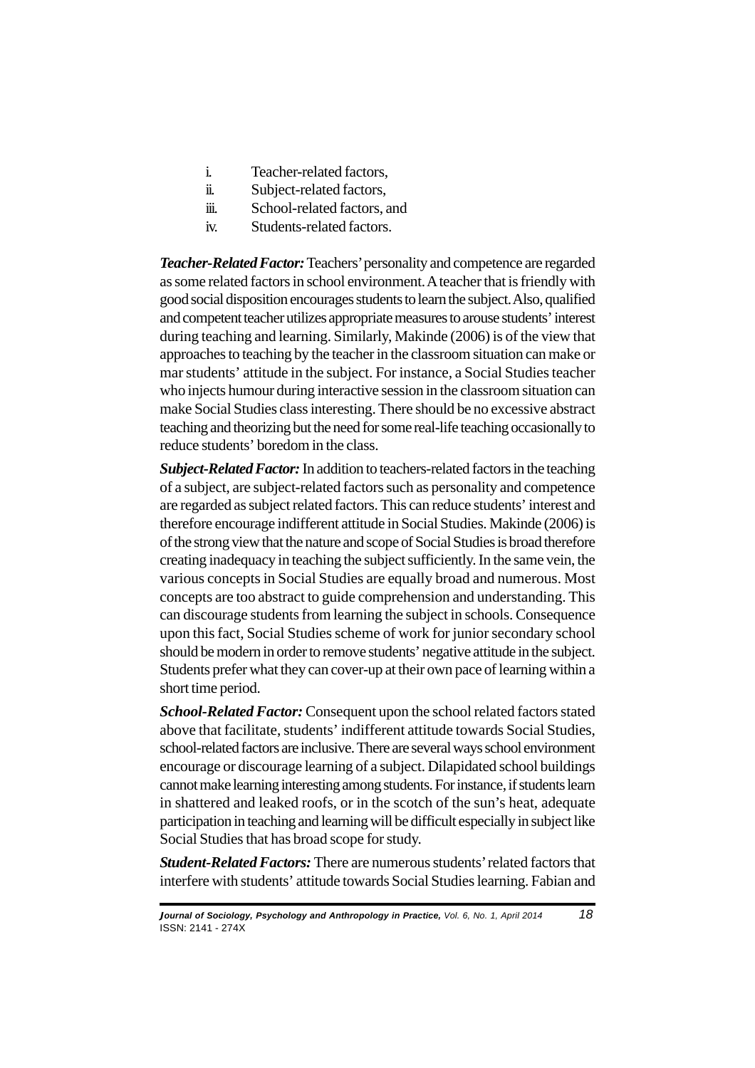i. Teacher-related factors,
ii. Subject-related factors,
iii. School-related factors, and
iv. Students-related factors.

***Teacher-Related Factor:*** Teachers' personality and competence are regarded as some related factors in school environment. A teacher that is friendly with good social disposition encourages students to learn the subject. Also, qualified and competent teacher utilizes appropriate measures to arouse students' interest during teaching and learning. Similarly, Makinde (2006) is of the view that approaches to teaching by the teacher in the classroom situation can make or mar students' attitude in the subject. For instance, a Social Studies teacher who injects humour during interactive session in the classroom situation can make Social Studies class interesting. There should be no excessive abstract teaching and theorizing but the need for some real-life teaching occasionally to reduce students' boredom in the class.

***Subject-Related Factor:*** In addition to teachers-related factors in the teaching of a subject, are subject-related factors such as personality and competence are regarded as subject related factors. This can reduce students' interest and therefore encourage indifferent attitude in Social Studies. Makinde (2006) is of the strong view that the nature and scope of Social Studies is broad therefore creating inadequacy in teaching the subject sufficiently. In the same vein, the various concepts in Social Studies are equally broad and numerous. Most concepts are too abstract to guide comprehension and understanding. This can discourage students from learning the subject in schools. Consequence upon this fact, Social Studies scheme of work for junior secondary school should be modern in order to remove students' negative attitude in the subject. Students prefer what they can cover-up at their own pace of learning within a short time period.

***School-Related Factor:*** Consequent upon the school related factors stated above that facilitate, students' indifferent attitude towards Social Studies, school-related factors are inclusive. There are several ways school environment encourage or discourage learning of a subject. Dilapidated school buildings cannot make learning interesting among students. For instance, if students learn in shattered and leaked roofs, or in the scotch of the sun's heat, adequate participation in teaching and learning will be difficult especially in subject like Social Studies that has broad scope for study.

***Student-Related Factors:*** There are numerous students' related factors that interfere with students' attitude towards Social Studies learning. Fabian and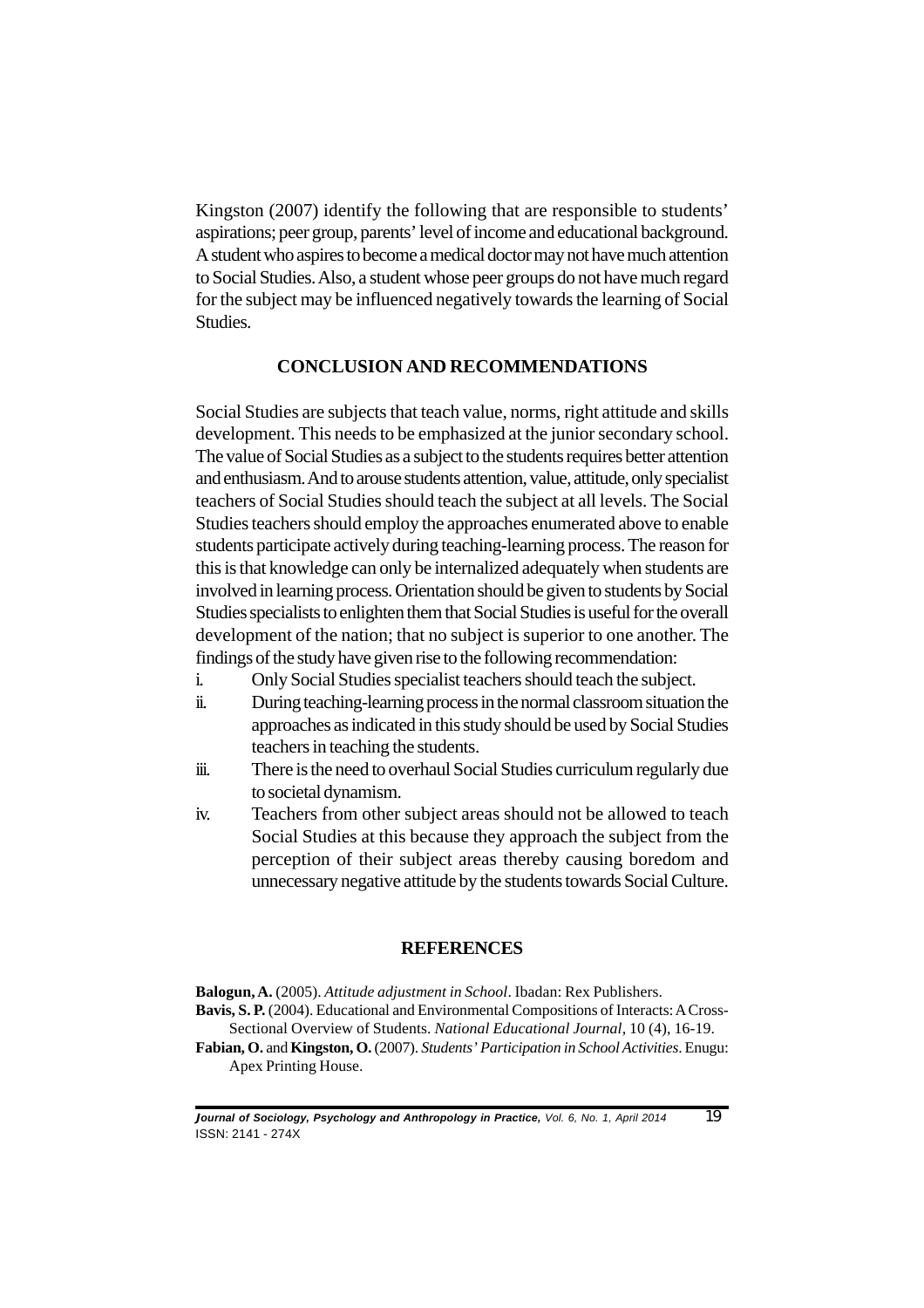Kingston (2007) identify the following that are responsible to students' aspirations; peer group, parents' level of income and educational background. A student who aspires to become a medical doctor may not have much attention to Social Studies. Also, a student whose peer groups do not have much regard for the subject may be influenced negatively towards the learning of Social Studies.

## CONCLUSION AND RECOMMENDATIONS

Social Studies are subjects that teach value, norms, right attitude and skills development. This needs to be emphasized at the junior secondary school. The value of Social Studies as a subject to the students requires better attention and enthusiasm. And to arouse students attention, value, attitude, only specialist teachers of Social Studies should teach the subject at all levels. The Social Studies teachers should employ the approaches enumerated above to enable students participate actively during teaching-learning process. The reason for this is that knowledge can only be internalized adequately when students are involved in learning process. Orientation should be given to students by Social Studies specialists to enlighten them that Social Studies is useful for the overall development of the nation; that no subject is superior to one another. The findings of the study have given rise to the following recommendation:

i. Only Social Studies specialist teachers should teach the subject.
ii. During teaching-learning process in the normal classroom situation the approaches as indicated in this study should be used by Social Studies teachers in teaching the students.
iii. There is the need to overhaul Social Studies curriculum regularly due to societal dynamism.
iv. Teachers from other subject areas should not be allowed to teach Social Studies at this because they approach the subject from the perception of their subject areas thereby causing boredom and unnecessary negative attitude by the students towards Social Culture.

## REFERENCES

**Balogun, A.** (2005). *Attitude adjustment in School*. Ibadan: Rex Publishers.

**Bavis, S. P.** (2004). Educational and Environmental Compositions of Interacts: A Cross-Sectional Overview of Students. *National Educational Journal*, 10 (4), 16-19.

**Fabian, O.** and **Kingston, O.** (2007). *Students' Participation in School Activities*. Enugu: Apex Printing House.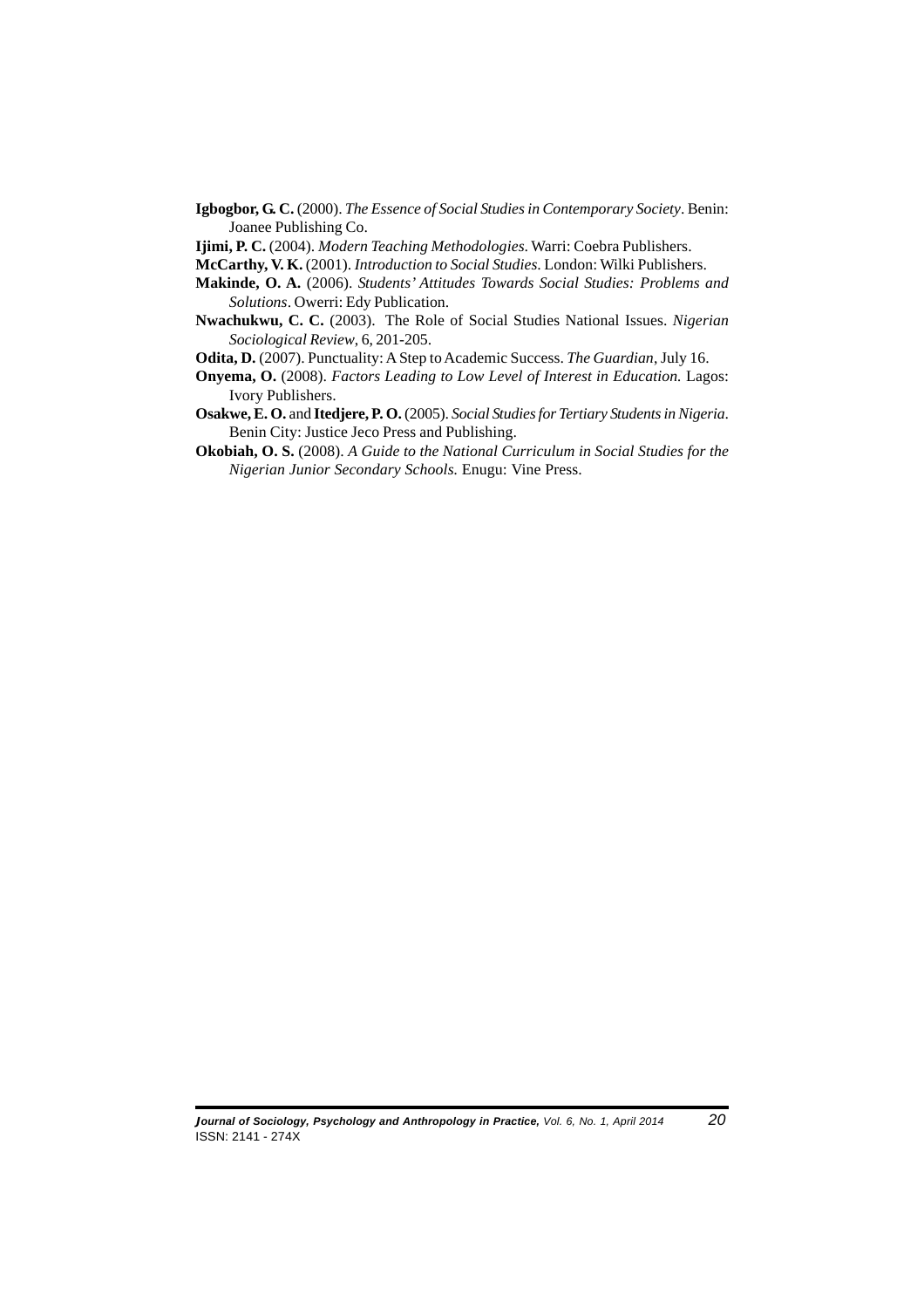**Igbogbor, G. C.** (2000). *The Essence of Social Studies in Contemporary Society*. Benin: Joanee Publishing Co.

**Ijimi, P. C.** (2004). *Modern Teaching Methodologies*. Warri: Coebra Publishers.

**McCarthy, V. K.** (2001). *Introduction to Social Studies*. London: Wilki Publishers.

**Makinde, O. A.** (2006). *Students' Attitudes Towards Social Studies: Problems and Solutions*. Owerri: Edy Publication.

**Nwachukwu, C. C.** (2003). The Role of Social Studies National Issues. *Nigerian Sociological Review*, 6, 201-205.

**Odita, D.** (2007). Punctuality: A Step to Academic Success. *The Guardian*, July 16.

**Onyema, O.** (2008). *Factors Leading to Low Level of Interest in Education.* Lagos: Ivory Publishers.

**Osakwe, E. O.** and **Itedjere, P. O.** (2005). *Social Studies for Tertiary Students in Nigeria*. Benin City: Justice Jeco Press and Publishing.

**Okobiah, O. S.** (2008). *A Guide to the National Curriculum in Social Studies for the Nigerian Junior Secondary Schools.* Enugu: Vine Press.